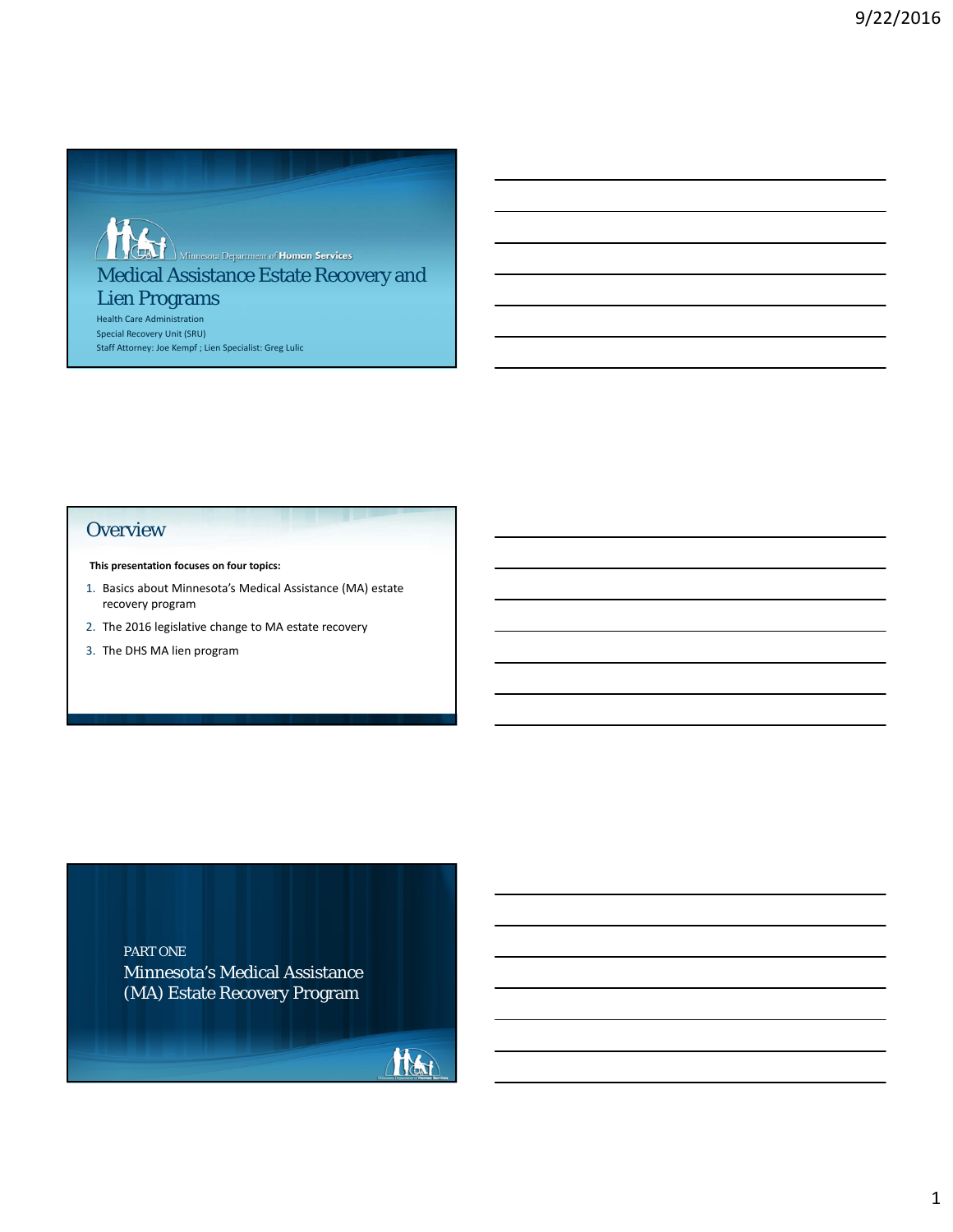# Medical Assistance Estate Recovery and Lien Programs

Minnesota Department of Human Services

Health Care Administration

Special Recovery Unit (SRU)

Staff Attorney: Joe Kempf ; Lien Specialist: Greg Lulic

## Overview

**This presentation focuses on four topics:**

1. Basics about Minnesota's Medical Assistance (MA) estate recovery program
2. The 2016 legislative change to MA estate recovery
3. The DHS MA lien program

## PART ONE

## Minnesota's Medical Assistance (MA) Estate Recovery Program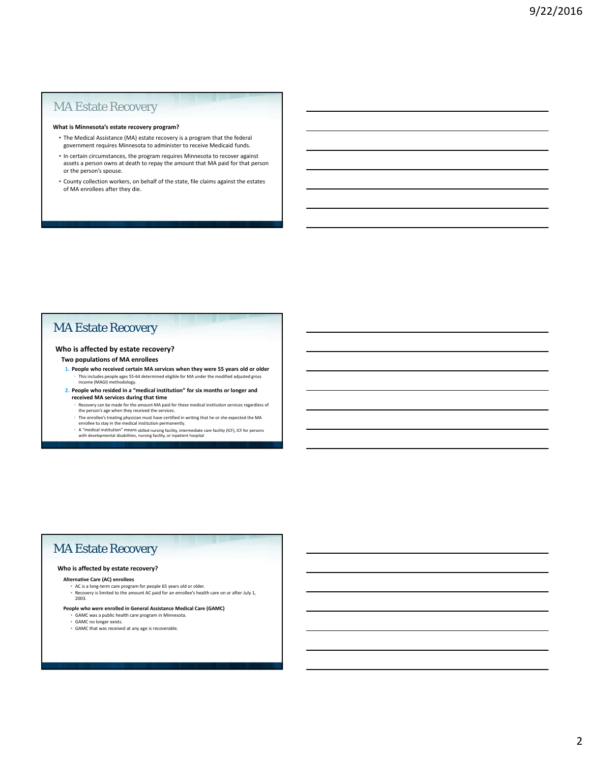## MA Estate Recovery

**What is Minnesota's estate recovery program?**

- The Medical Assistance (MA) estate recovery is a program that the federal government requires Minnesota to administer to receive Medicaid funds.
- In certain circumstances, the program requires Minnesota to recover against assets a person owns at death to repay the amount that MA paid for that person or the person's spouse.
- County collection workers, on behalf of the state, file claims against the estates of MA enrollees after they die.

## MA Estate Recovery

**Who is affected by estate recovery?**

**Two populations of MA enrollees**

1. **People who received certain MA services when they were 55 years old or older**
   - This includes people ages 55-64 determined eligible for MA under the modified adjusted gross income (MAGI) methodology.
2. **People who resided in a "medical institution" for six months or longer and received MA services during that time**
   - Recovery can be made for the amount MA paid for these medical institution services regardless of the person's age when they received the services.
   - The enrollee's treating physician must have certified in writing that he or she expected the MA enrollee to stay in the medical institution permanently.
   - A "medical institution" means skilled nursing facility, intermediate care facility (ICF), ICF for persons with developmental disabilities, nursing facility, or inpatient hospital

## MA Estate Recovery

**Who is affected by estate recovery?**

**Alternative Care (AC) enrollees**

- AC is a long-term care program for people 65 years old or older.
- Recovery is limited to the amount AC paid for an enrollee's health care on or after July 1, 2003.

**People who were enrolled in General Assistance Medical Care (GAMC)**

- GAMC was a public health care program in Minnesota.
- GAMC no longer exists.
- GAMC that was received at any age is recoverable.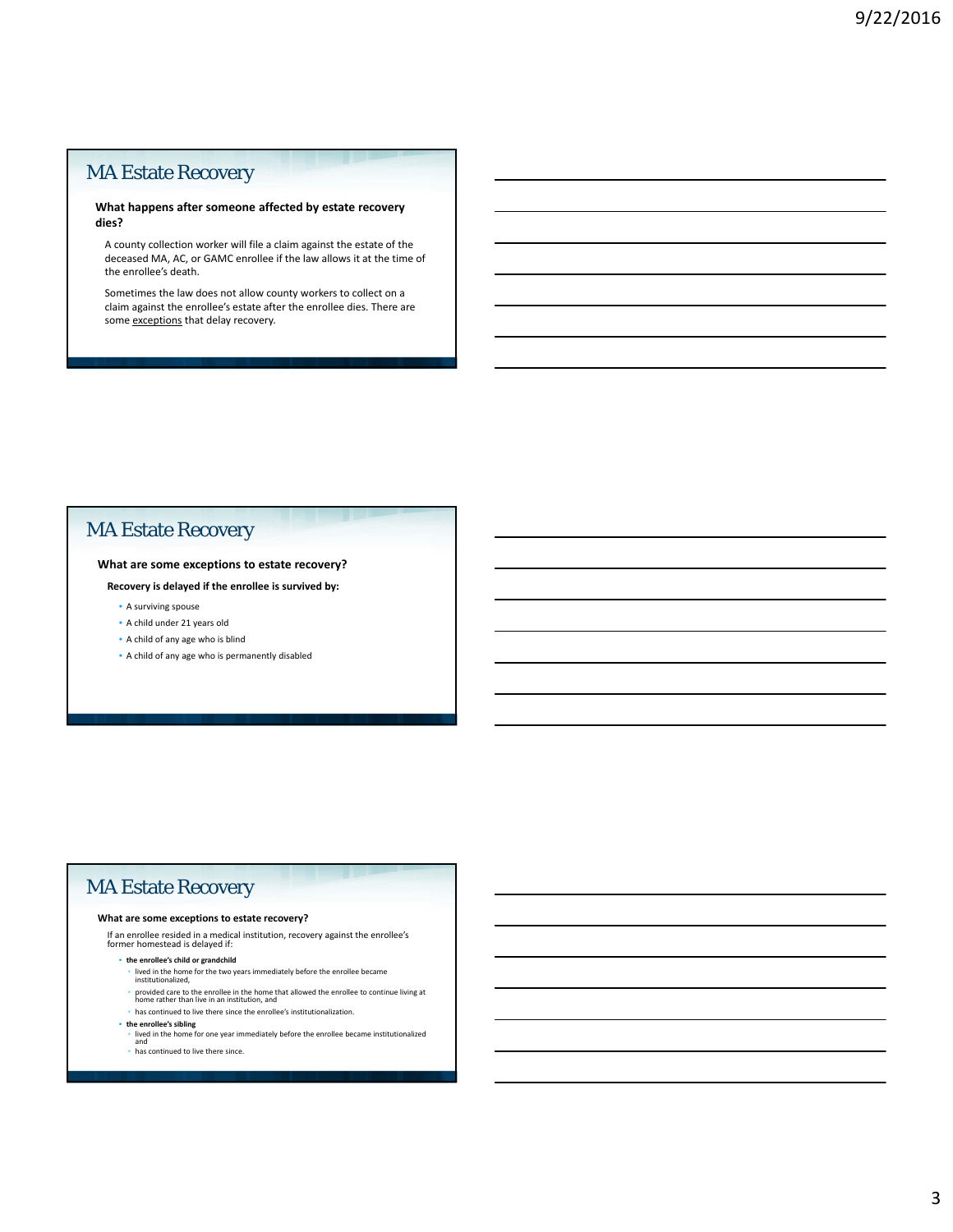## MA Estate Recovery

**What happens after someone affected by estate recovery dies?**

A county collection worker will file a claim against the estate of the deceased MA, AC, or GAMC enrollee if the law allows it at the time of the enrollee's death.

Sometimes the law does not allow county workers to collect on a claim against the enrollee's estate after the enrollee dies. There are some exceptions that delay recovery.

## MA Estate Recovery

**What are some exceptions to estate recovery?**

**Recovery is delayed if the enrollee is survived by:**

- A surviving spouse
- A child under 21 years old
- A child of any age who is blind
- A child of any age who is permanently disabled

## MA Estate Recovery

**What are some exceptions to estate recovery?**

If an enrollee resided in a medical institution, recovery against the enrollee's former homestead is delayed if:

- **the enrollee's child or grandchild**
  - lived in the home for the two years immediately before the enrollee became institutionalized,
  - provided care to the enrollee in the home that allowed the enrollee to continue living at home rather than live in an institution, and
  - has continued to live there since the enrollee's institutionalization.
- **the enrollee's sibling**
  - lived in the home for one year immediately before the enrollee became institutionalized and
  - has continued to live there since.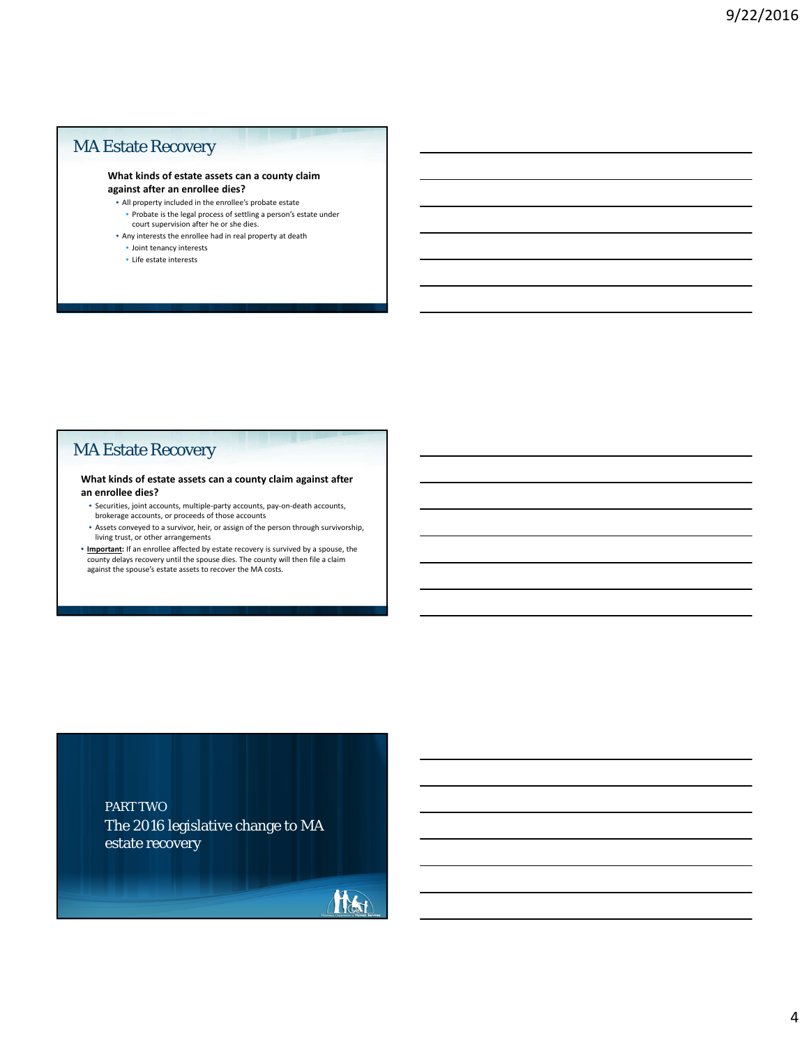## MA Estate Recovery

**What kinds of estate assets can a county claim against after an enrollee dies?**

- All property included in the enrollee's probate estate
  - Probate is the legal process of settling a person's estate under court supervision after he or she dies.
- Any interests the enrollee had in real property at death
  - Joint tenancy interests
  - Life estate interests

## MA Estate Recovery

**What kinds of estate assets can a county claim against after an enrollee dies?**

- Securities, joint accounts, multiple-party accounts, pay-on-death accounts, brokerage accounts, or proceeds of those accounts
- Assets conveyed to a survivor, heir, or assign of the person through survivorship, living trust, or other arrangements

- **Important:** If an enrollee affected by estate recovery is survived by a spouse, the county delays recovery until the spouse dies. The county will then file a claim against the spouse's estate assets to recover the MA costs.

PART TWO

## The 2016 legislative change to MA estate recovery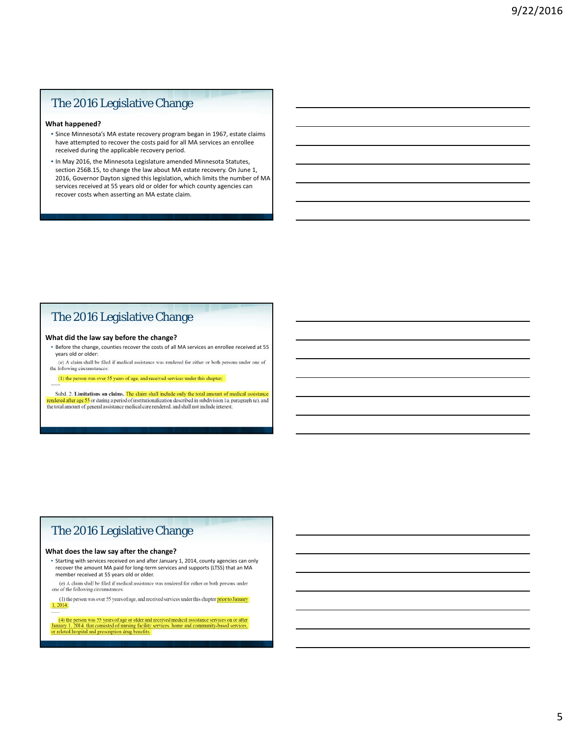## The 2016 Legislative Change

**What happened?**

- Since Minnesota's MA estate recovery program began in 1967, estate claims have attempted to recover the costs paid for all MA services an enrollee received during the applicable recovery period.
- In May 2016, the Minnesota Legislature amended Minnesota Statutes, section 256B.15, to change the law about MA estate recovery. On June 1, 2016, Governor Dayton signed this legislation, which limits the number of MA services received at 55 years old or older for which county agencies can recover costs when asserting an MA estate claim.

## The 2016 Legislative Change

**What did the law say before the change?**

- Before the change, counties recover the costs of all MA services an enrollee received at 55 years old or older:

(e) A claim shall be filed if medical assistance was rendered for either or both persons under one of the following circumstances:

(1) the person was over 55 years of age, and received services under this chapter;

.......

Subd. 2. **Limitations on claims.** The claim shall include only the total amount of medical assistance rendered after age 55 or during a period of institutionalization described in subdivision 1a, paragraph (e), and the total amount of general assistance medical care rendered, and shall not include interest.

## The 2016 Legislative Change

**What does the law say after the change?**

- Starting with services received on and after January 1, 2014, county agencies can only recover the amount MA paid for long-term services and supports (LTSS) that an MA member received at 55 years old or older.

(e) A claim shall be filed if medical assistance was rendered for either or both persons under one of the following circumstances:

(1) the person was over 55 years of age, and received services under this chapter prior to January 1, 2014;

.......

(4) the person was 55 years of age or older and received medical assistance services on or after January 1, 2014, that consisted of nursing facility services, home and community-based services, or related hospital and prescription drug benefits.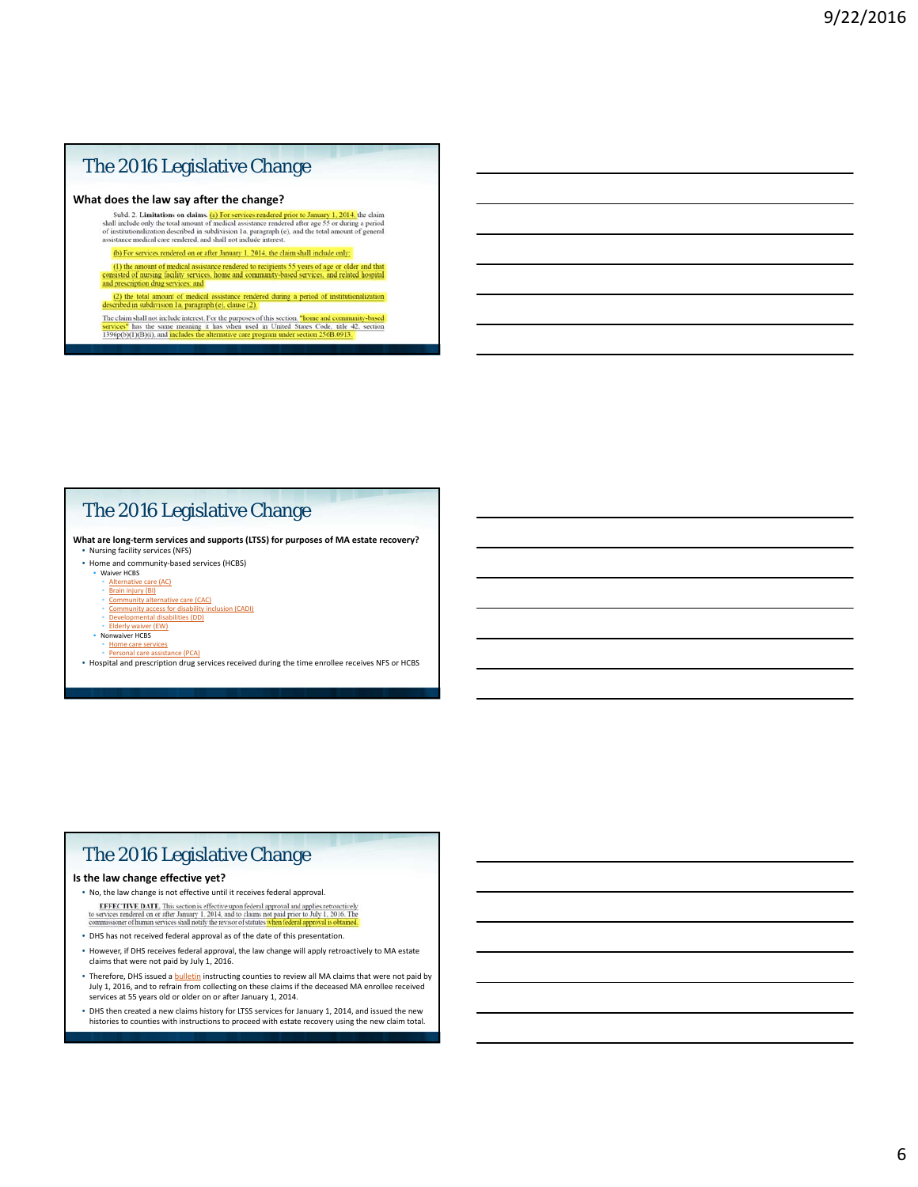## The 2016 Legislative Change

**What does the law say after the change?**

Subd. 2. **Limitations on claims.** (a) For services rendered prior to January 1, 2014, the claim shall include only the total amount of medical assistance rendered after age 55 or during a period of institutionalization described in subdivision 1a, paragraph (e), and the total amount of general assistance medical care rendered, and shall not include interest.

(b) For services rendered on or after January 1, 2014, the claim shall include only:

(1) the amount of medical assistance rendered to recipients 55 years of age or older and that consisted of nursing facility services, home and community-based services, and related hospital and prescription drug services; and

(2) the total amount of medical assistance rendered during a period of institutionalization described in subdivision 1a, paragraph (e), clause (2).

The claim shall not include interest. For the purposes of this section, "home and community-based services" has the same meaning it has when used in United States Code, title 42, section 1396p(b)(1)(B)(i), and includes the alternative care program under section 256B.0913.

## The 2016 Legislative Change

**What are long-term services and supports (LTSS) for purposes of MA estate recovery?**

- Nursing facility services (NFS)
- Home and community-based services (HCBS)
  - Waiver HCBS
    - Alternative care (AC)
    - Brain injury (BI)
    - Community alternative care (CAC)
    - Community access for disability inclusion (CADI)
    - Developmental disabilities (DD)
    - Elderly waiver (EW)
  - Nonwaiver HCBS
    - Home care services
    - Personal care assistance (PCA)
- Hospital and prescription drug services received during the time enrollee receives NFS or HCBS

## The 2016 Legislative Change

**Is the law change effective yet?**

- No, the law change is not effective until it receives federal approval.

  **EFFECTIVE DATE.** This section is effective upon federal approval and applies retroactively to services rendered on or after January 1, 2014, and to claims not paid prior to July 1, 2016. The commissioner of human services shall notify the revisor of statutes when federal approval is obtained.

- DHS has not received federal approval as of the date of this presentation.
- However, if DHS receives federal approval, the law change will apply retroactively to MA estate claims that were not paid by July 1, 2016.
- Therefore, DHS issued a bulletin instructing counties to review all MA claims that were not paid by July 1, 2016, and to refrain from collecting on these claims if the deceased MA enrollee received services at 55 years old or older on or after January 1, 2014.
- DHS then created a new claims history for LTSS services for January 1, 2014, and issued the new histories to counties with instructions to proceed with estate recovery using the new claim total.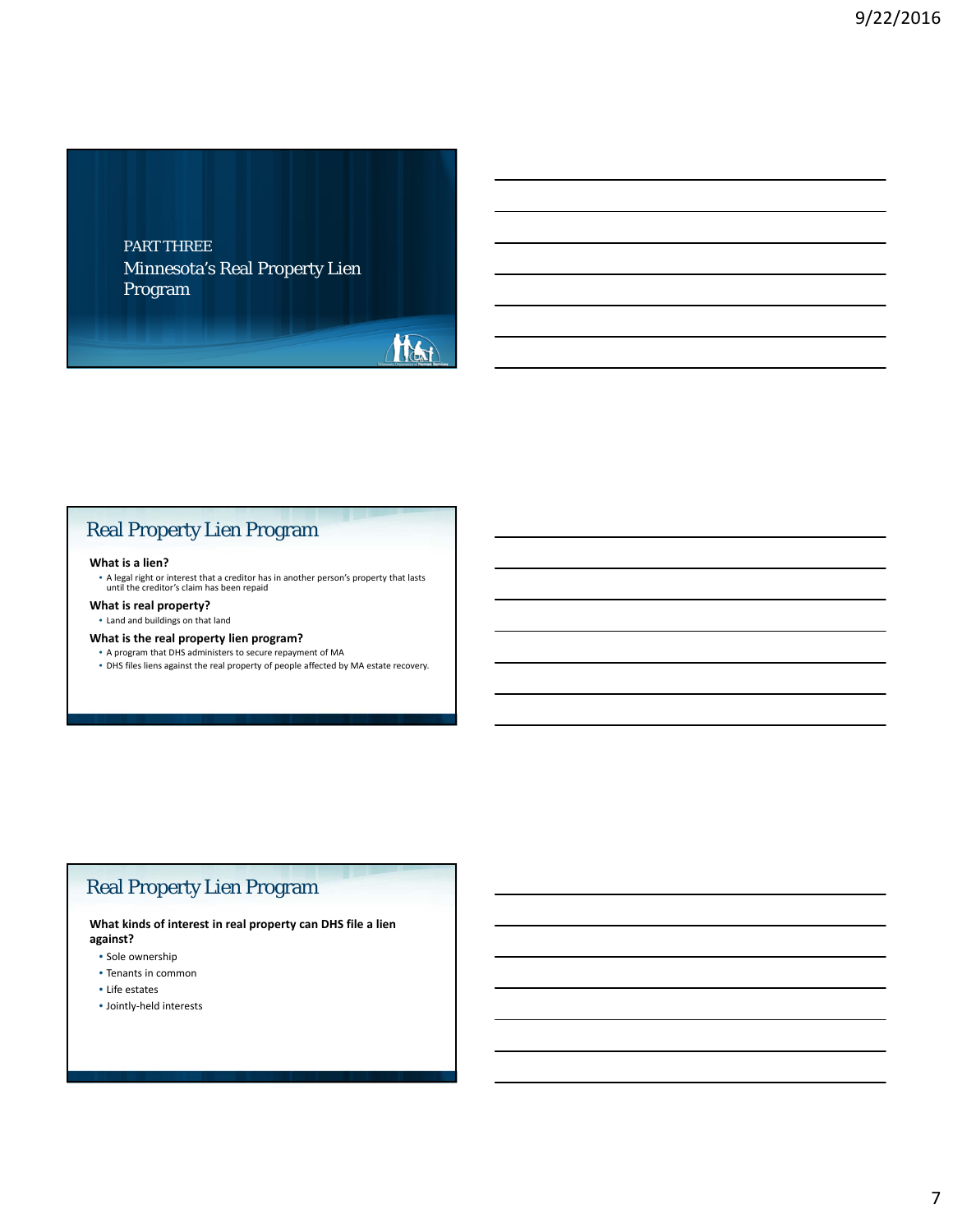PART THREE

## Minnesota's Real Property Lien Program

## Real Property Lien Program

**What is a lien?**

- A legal right or interest that a creditor has in another person's property that lasts until the creditor's claim has been repaid

**What is real property?**

- Land and buildings on that land

**What is the real property lien program?**

- A program that DHS administers to secure repayment of MA
- DHS files liens against the real property of people affected by MA estate recovery.

## Real Property Lien Program

**What kinds of interest in real property can DHS file a lien against?**

- Sole ownership
- Tenants in common
- Life estates
- Jointly-held interests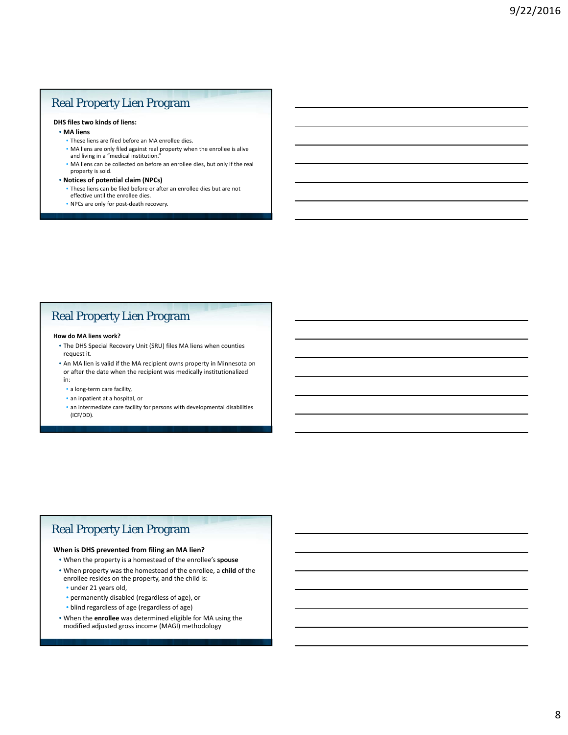## Real Property Lien Program

**DHS files two kinds of liens:**

- **MA liens**
  - These liens are filed before an MA enrollee dies.
  - MA liens are only filed against real property when the enrollee is alive and living in a "medical institution."
  - MA liens can be collected on before an enrollee dies, but only if the real property is sold.
- **Notices of potential claim (NPCs)**
  - These liens can be filed before or after an enrollee dies but are not effective until the enrollee dies.
  - NPCs are only for post-death recovery.

## Real Property Lien Program

**How do MA liens work?**

- The DHS Special Recovery Unit (SRU) files MA liens when counties request it.
- An MA lien is valid if the MA recipient owns property in Minnesota on or after the date when the recipient was medically institutionalized in:
  - a long-term care facility,
  - an inpatient at a hospital, or
  - an intermediate care facility for persons with developmental disabilities (ICF/DD).

## Real Property Lien Program

**When is DHS prevented from filing an MA lien?**

- When the property is a homestead of the enrollee's **spouse**
- When property was the homestead of the enrollee, a **child** of the enrollee resides on the property, and the child is:
  - under 21 years old,
  - permanently disabled (regardless of age), or
  - blind regardless of age (regardless of age)
- When the **enrollee** was determined eligible for MA using the modified adjusted gross income (MAGI) methodology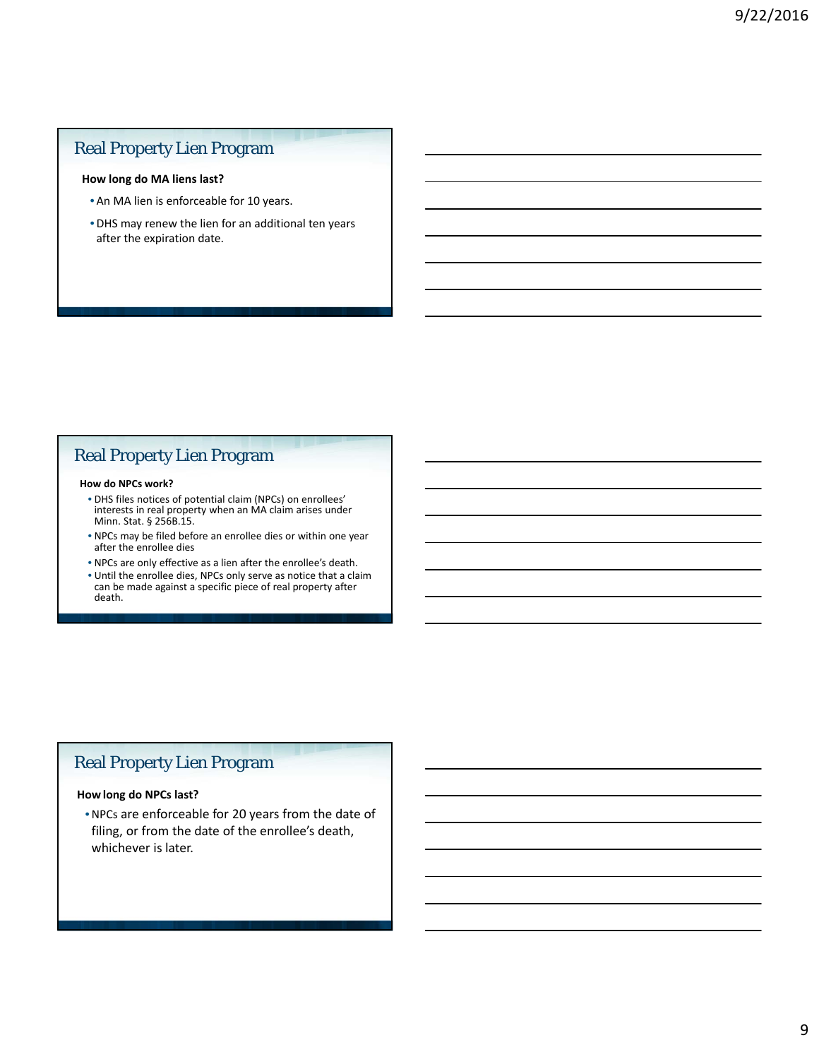## Real Property Lien Program

**How long do MA liens last?**

- An MA lien is enforceable for 10 years.
- DHS may renew the lien for an additional ten years after the expiration date.

## Real Property Lien Program

**How do NPCs work?**

- DHS files notices of potential claim (NPCs) on enrollees' interests in real property when an MA claim arises under Minn. Stat. § 256B.15.
- NPCs may be filed before an enrollee dies or within one year after the enrollee dies
- NPCs are only effective as a lien after the enrollee's death.
- Until the enrollee dies, NPCs only serve as notice that a claim can be made against a specific piece of real property after death.

## Real Property Lien Program

**How long do NPCs last?**

- NPCs are enforceable for 20 years from the date of filing, or from the date of the enrollee's death, whichever is later.